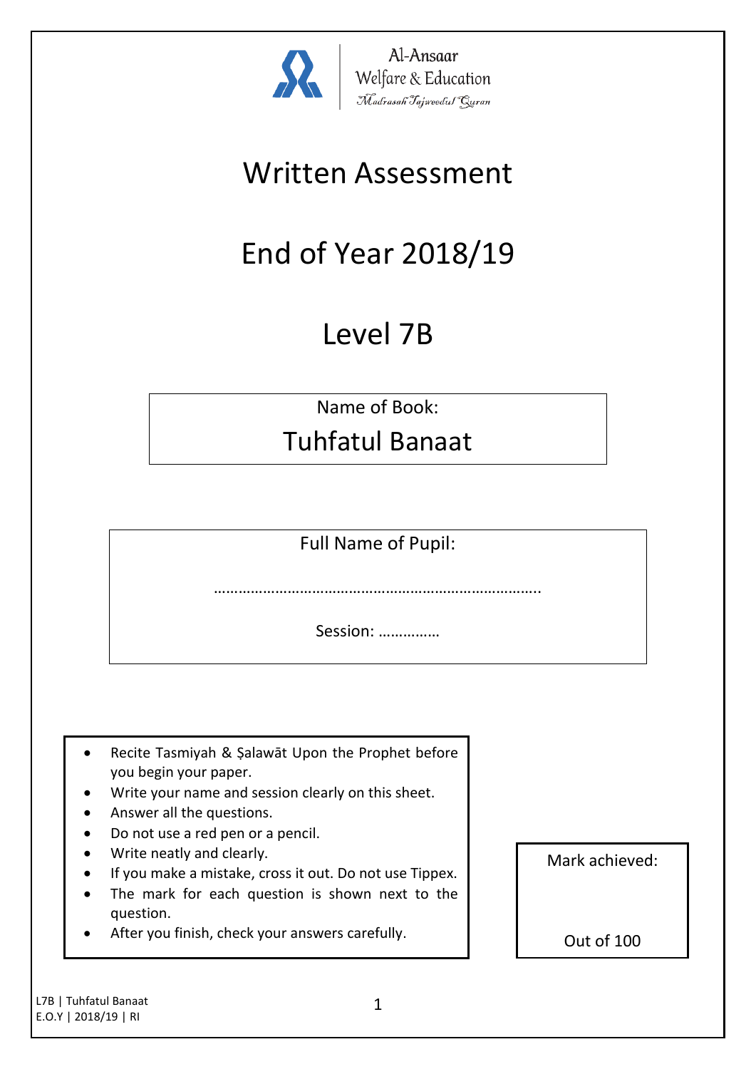Al-Ansaar
Welfare & Education
*Madrasah Tajweedul Quran*

# Written Assessment

# End of Year 2018/19

# Level 7B

Name of Book:

## Tuhfatul Banaat

Full Name of Pupil:

…………………………………………………………………….

Session: ……………

- Recite Tasmiyah & Ṣalawāt Upon the Prophet before you begin your paper.
- Write your name and session clearly on this sheet.
- Answer all the questions.
- Do not use a red pen or a pencil.
- Write neatly and clearly.
- If you make a mistake, cross it out. Do not use Tippex.
- The mark for each question is shown next to the question.
- After you finish, check your answers carefully.

Mark achieved:

Out of 100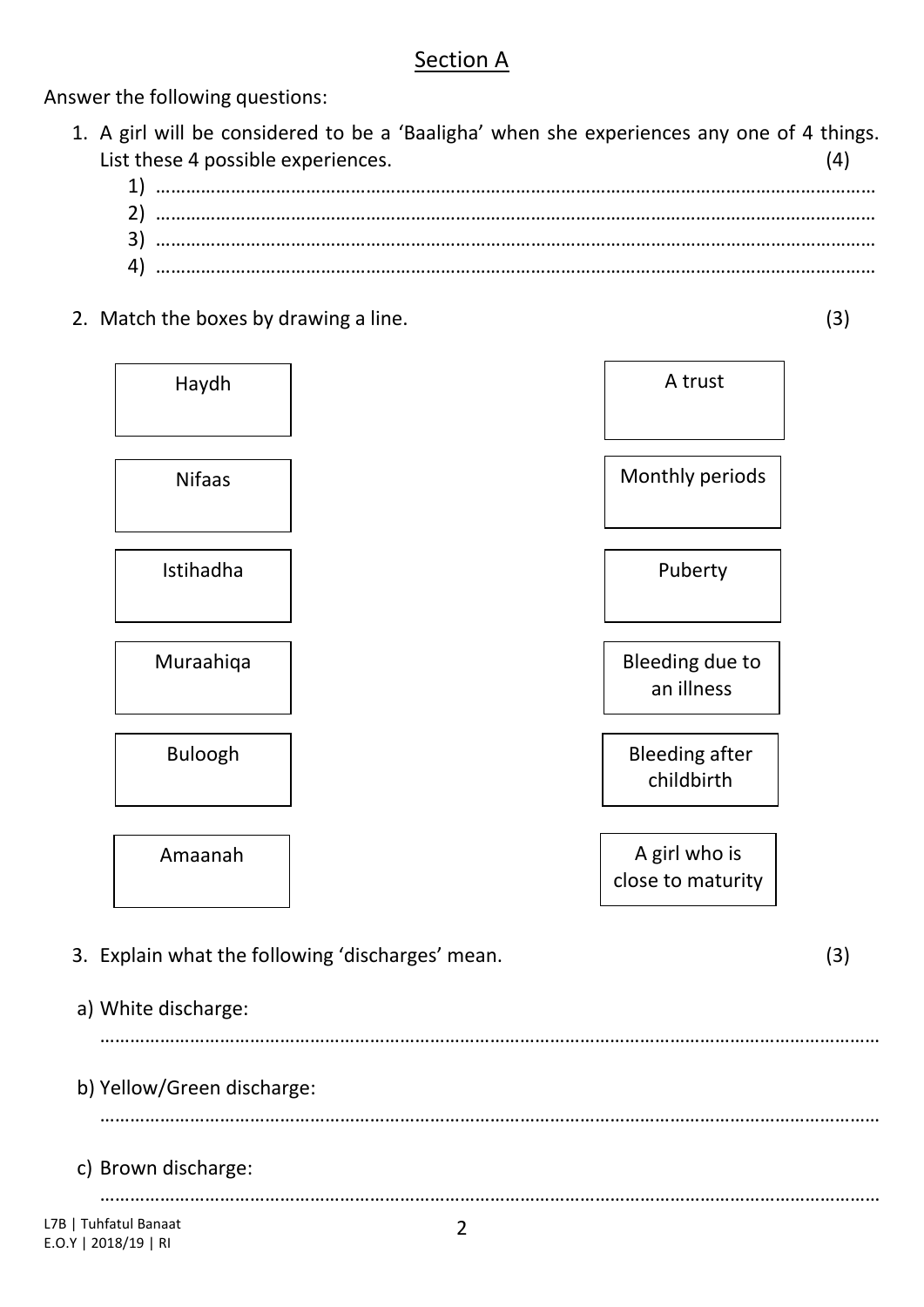## Section A

Answer the following questions:

1. A girl will be considered to be a 'Baaligha' when she experiences any one of 4 things. List these 4 possible experiences. (4)
   1) ……………………………………………………………………………………………………………………
   2) ……………………………………………………………………………………………………………………
   3) ……………………………………………………………………………………………………………………
   4) ……………………………………………………………………………………………………………………

2. Match the boxes by drawing a line. (3)

| | |
|---|---|
| Haydh | A trust |
| Nifaas | Monthly periods |
| Istihadha | Puberty |
| Muraahiqa | Bleeding due to an illness |
| Buloogh | Bleeding after childbirth |
| Amaanah | A girl who is close to maturity |

3. Explain what the following 'discharges' mean. (3)

a) White discharge:

……………………………………………………………………………………………………………………

b) Yellow/Green discharge:

……………………………………………………………………………………………………………………

c) Brown discharge:

……………………………………………………………………………………………………………………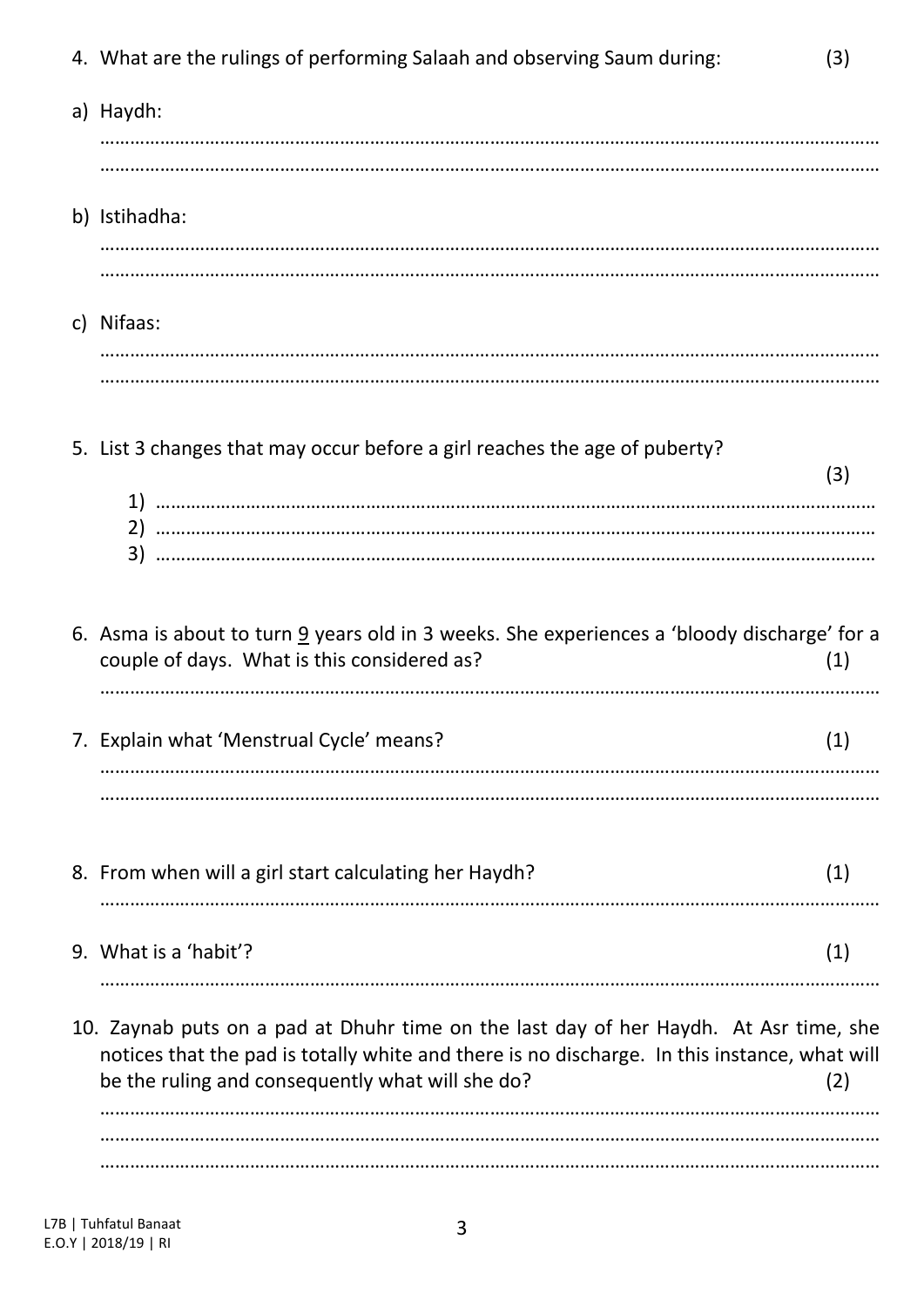4. What are the rulings of performing Salaah and observing Saum during: (3)

a) Haydh:

……………………………………………………………………………………………………………………………………………
……………………………………………………………………………………………………………………………………………

b) Istihadha:

……………………………………………………………………………………………………………………………………………
……………………………………………………………………………………………………………………………………………

c) Nifaas:

……………………………………………………………………………………………………………………………………………
……………………………………………………………………………………………………………………………………………

5. List 3 changes that may occur before a girl reaches the age of puberty? (3)

1) ……………………………………………………………………………………………………………………………………
2) ……………………………………………………………………………………………………………………………………
3) ……………………………………………………………………………………………………………………………………

6. Asma is about to turn 9 years old in 3 weeks. She experiences a 'bloody discharge' for a couple of days. What is this considered as? (1)

……………………………………………………………………………………………………………………………………………

7. Explain what 'Menstrual Cycle' means? (1)

……………………………………………………………………………………………………………………………………………
……………………………………………………………………………………………………………………………………………

8. From when will a girl start calculating her Haydh? (1)

……………………………………………………………………………………………………………………………………………

9. What is a 'habit'? (1)

……………………………………………………………………………………………………………………………………………

10. Zaynab puts on a pad at Dhuhr time on the last day of her Haydh. At Asr time, she notices that the pad is totally white and there is no discharge. In this instance, what will be the ruling and consequently what will she do? (2)

……………………………………………………………………………………………………………………………………………
……………………………………………………………………………………………………………………………………………
……………………………………………………………………………………………………………………………………………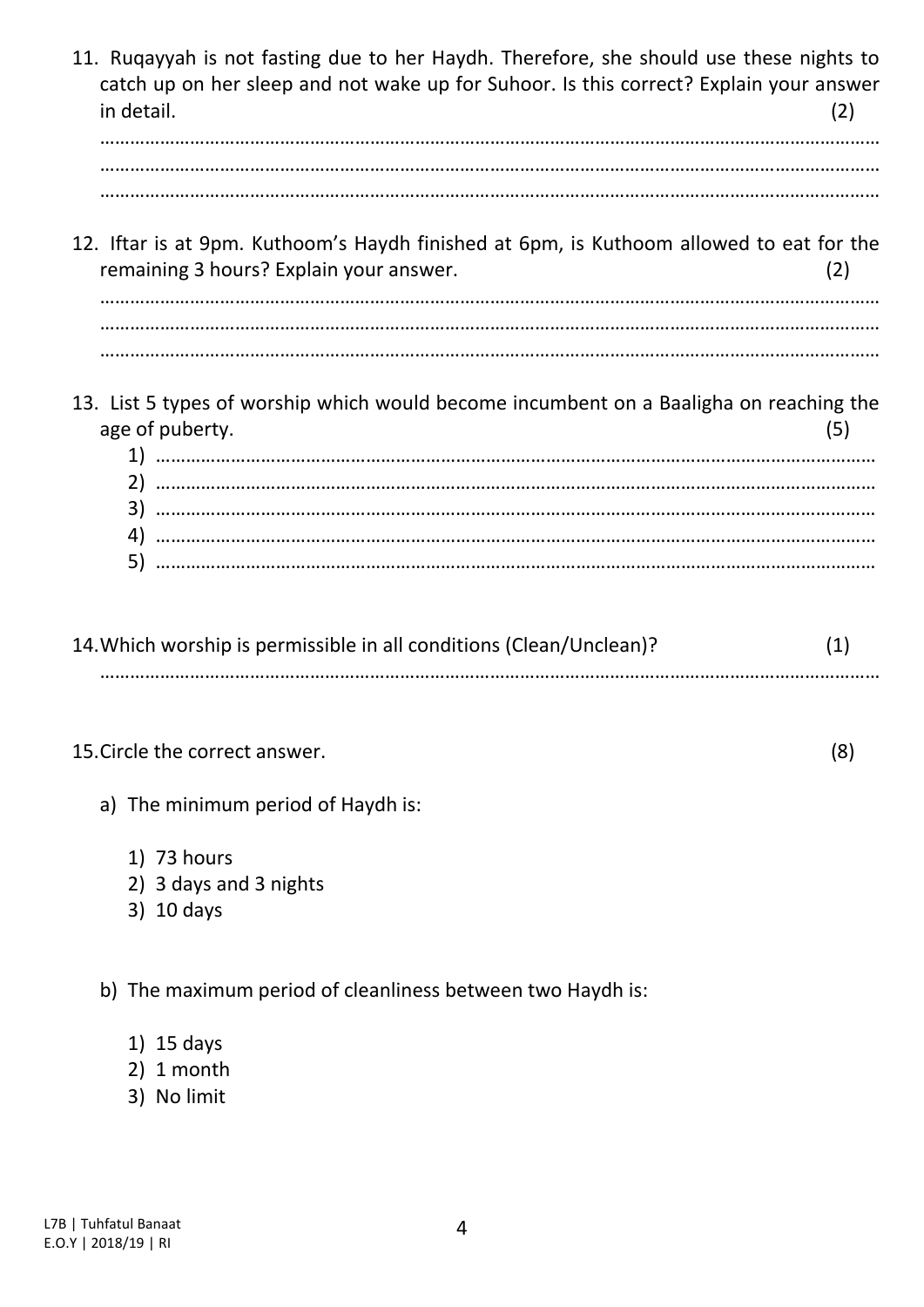11. Ruqayyah is not fasting due to her Haydh. Therefore, she should use these nights to catch up on her sleep and not wake up for Suhoor. Is this correct? Explain your answer in detail. (2)

………………………………………………………………………………………………………………………………………
………………………………………………………………………………………………………………………………………
………………………………………………………………………………………………………………………………………

12. Iftar is at 9pm. Kuthoom's Haydh finished at 6pm, is Kuthoom allowed to eat for the remaining 3 hours? Explain your answer. (2)

………………………………………………………………………………………………………………………………………
………………………………………………………………………………………………………………………………………
………………………………………………………………………………………………………………………………………

13. List 5 types of worship which would become incumbent on a Baaligha on reaching the age of puberty. (5)

   1) ………………………………………………………………………………………………………………………………
   2) ………………………………………………………………………………………………………………………………
   3) ………………………………………………………………………………………………………………………………
   4) ………………………………………………………………………………………………………………………………
   5) ………………………………………………………………………………………………………………………………

14. Which worship is permissible in all conditions (Clean/Unclean)? (1)

………………………………………………………………………………………………………………………………………

15. Circle the correct answer. (8)

   a) The minimum period of Haydh is:

      1) 73 hours
      2) 3 days and 3 nights
      3) 10 days

   b) The maximum period of cleanliness between two Haydh is:

      1) 15 days
      2) 1 month
      3) No limit

L7B | Tuhfatul Banaat
E.O.Y | 2018/19 | RI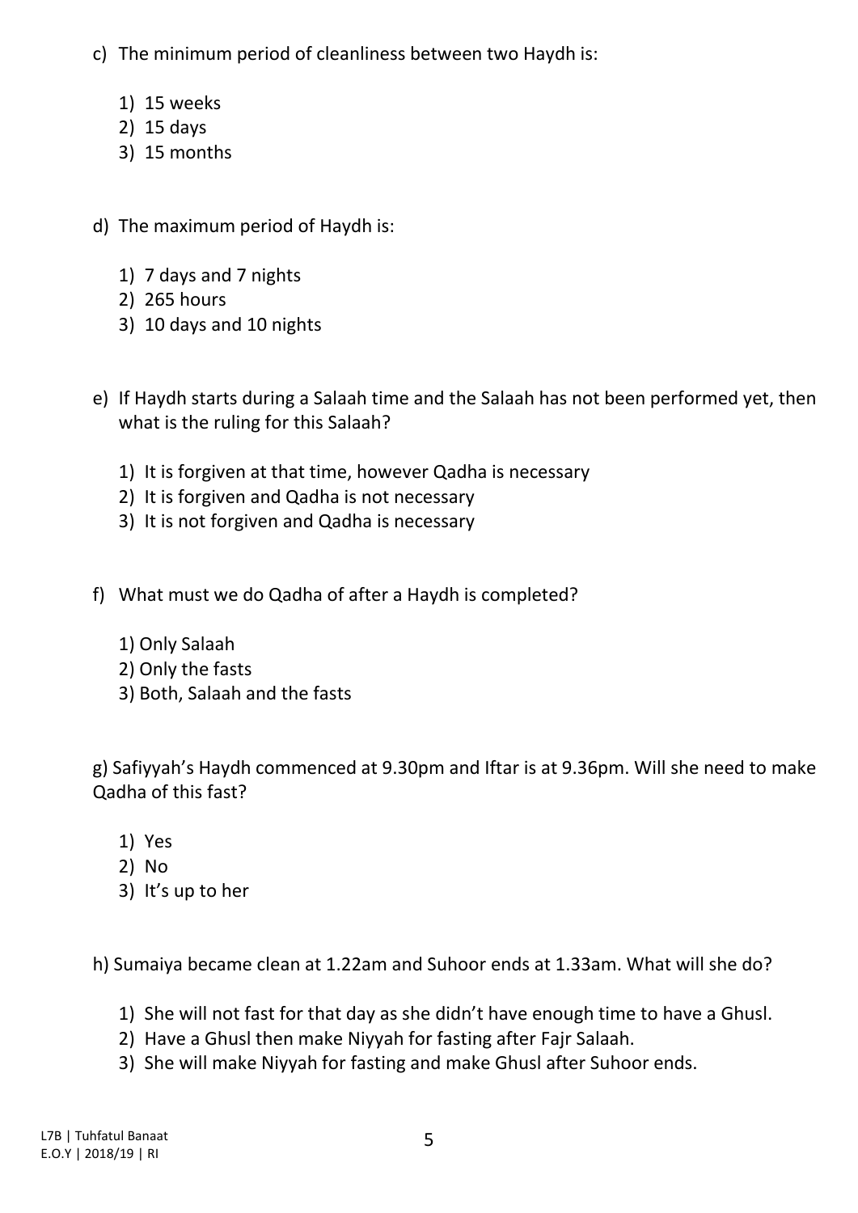c) The minimum period of cleanliness between two Haydh is:

1) 15 weeks
2) 15 days
3) 15 months

d) The maximum period of Haydh is:

1) 7 days and 7 nights
2) 265 hours
3) 10 days and 10 nights

e) If Haydh starts during a Salaah time and the Salaah has not been performed yet, then what is the ruling for this Salaah?

1) It is forgiven at that time, however Qadha is necessary
2) It is forgiven and Qadha is not necessary
3) It is not forgiven and Qadha is necessary

f) What must we do Qadha of after a Haydh is completed?

1) Only Salaah
2) Only the fasts
3) Both, Salaah and the fasts

g) Safiyyah's Haydh commenced at 9.30pm and Iftar is at 9.36pm. Will she need to make Qadha of this fast?

1) Yes
2) No
3) It's up to her

h) Sumaiya became clean at 1.22am and Suhoor ends at 1.33am. What will she do?

1) She will not fast for that day as she didn't have enough time to have a Ghusl.
2) Have a Ghusl then make Niyyah for fasting after Fajr Salaah.
3) She will make Niyyah for fasting and make Ghusl after Suhoor ends.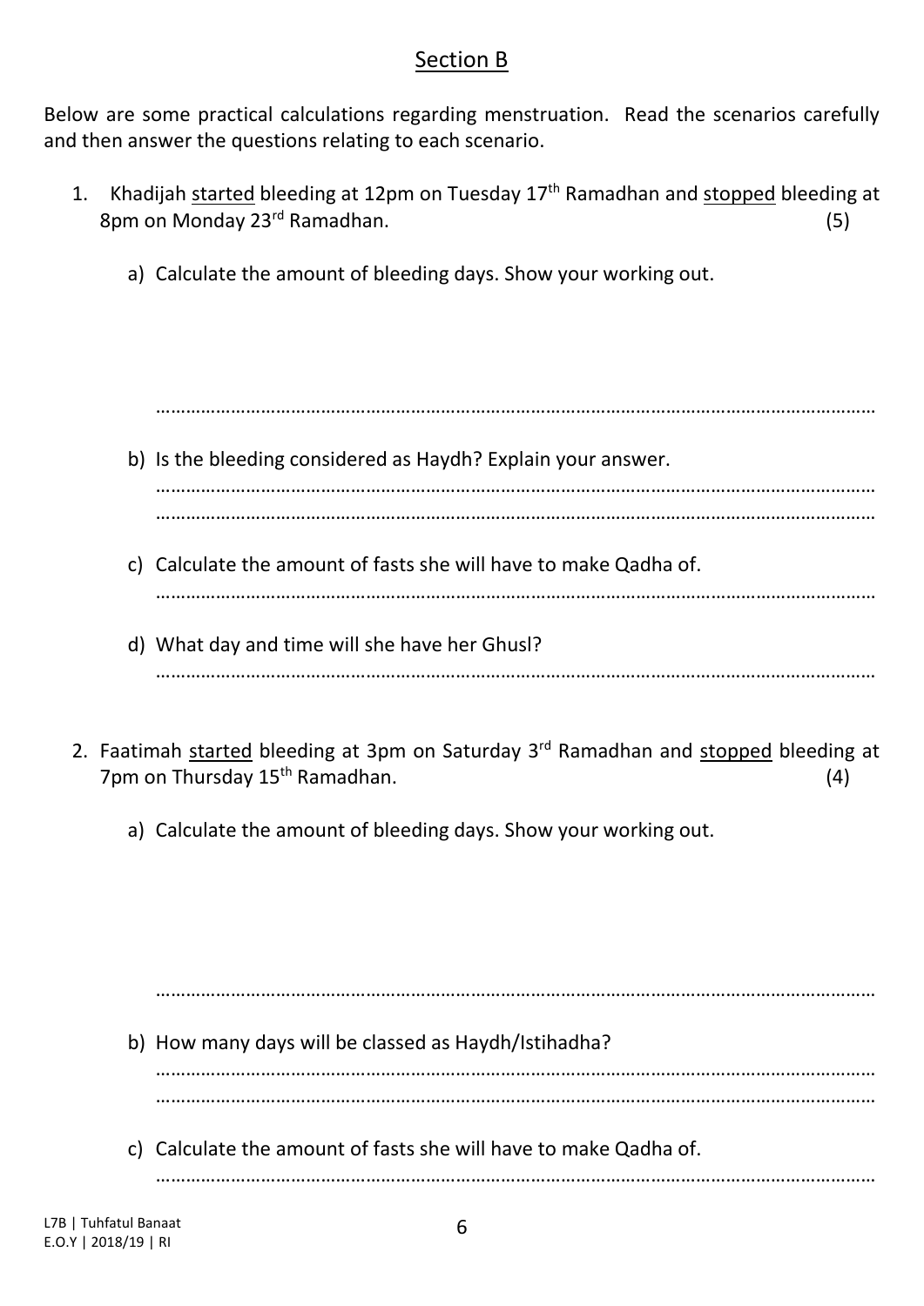## Section B

Below are some practical calculations regarding menstruation. Read the scenarios carefully and then answer the questions relating to each scenario.

1. Khadijah started bleeding at 12pm on Tuesday 17th Ramadhan and stopped bleeding at 8pm on Monday 23rd Ramadhan. (5)

   a) Calculate the amount of bleeding days. Show your working out.

   ……………………………………………………………………………………………………………………

   b) Is the bleeding considered as Haydh? Explain your answer.

   ……………………………………………………………………………………………………………………

   ……………………………………………………………………………………………………………………

   c) Calculate the amount of fasts she will have to make Qadha of.

   ……………………………………………………………………………………………………………………

   d) What day and time will she have her Ghusl?

   ……………………………………………………………………………………………………………………

2. Faatimah started bleeding at 3pm on Saturday 3rd Ramadhan and stopped bleeding at 7pm on Thursday 15th Ramadhan. (4)

   a) Calculate the amount of bleeding days. Show your working out.

   ……………………………………………………………………………………………………………………

   b) How many days will be classed as Haydh/Istihadha?

   ……………………………………………………………………………………………………………………

   ……………………………………………………………………………………………………………………

   c) Calculate the amount of fasts she will have to make Qadha of.

   ……………………………………………………………………………………………………………………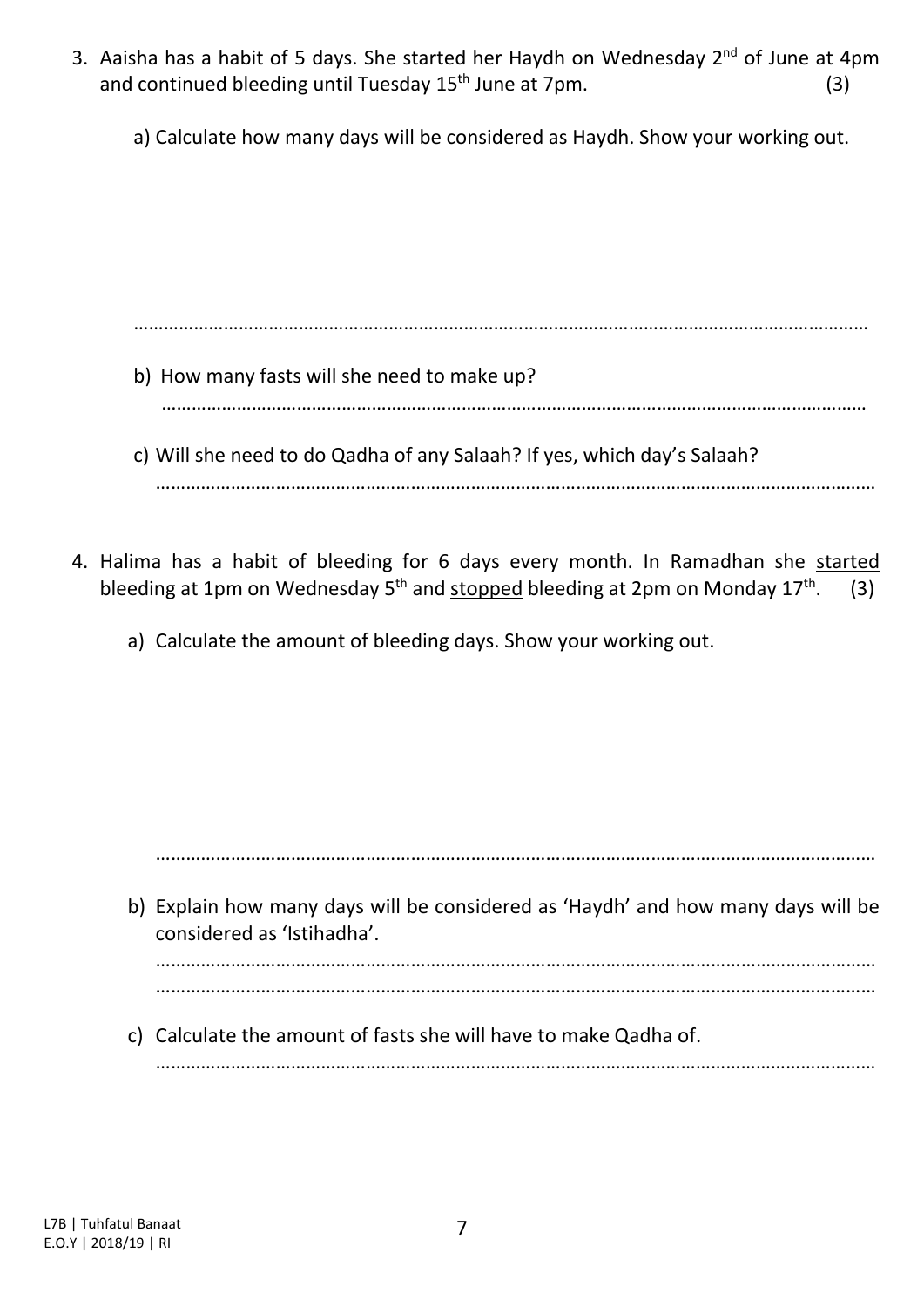3. Aaisha has a habit of 5 days. She started her Haydh on Wednesday 2nd of June at 4pm and continued bleeding until Tuesday 15th June at 7pm. (3)

   a) Calculate how many days will be considered as Haydh. Show your working out.

   ……………………………………………………………………………………………………………………………

   b) How many fasts will she need to make up?

   ……………………………………………………………………………………………………………………………

   c) Will she need to do Qadha of any Salaah? If yes, which day's Salaah?

   ……………………………………………………………………………………………………………………………

4. Halima has a habit of bleeding for 6 days every month. In Ramadhan she <u>started</u> bleeding at 1pm on Wednesday 5th and <u>stopped</u> bleeding at 2pm on Monday 17th. (3)

   a) Calculate the amount of bleeding days. Show your working out.

   ……………………………………………………………………………………………………………………………

   b) Explain how many days will be considered as 'Haydh' and how many days will be considered as 'Istihadha'.

   ……………………………………………………………………………………………………………………………

   ……………………………………………………………………………………………………………………………

   c) Calculate the amount of fasts she will have to make Qadha of.

   ……………………………………………………………………………………………………………………………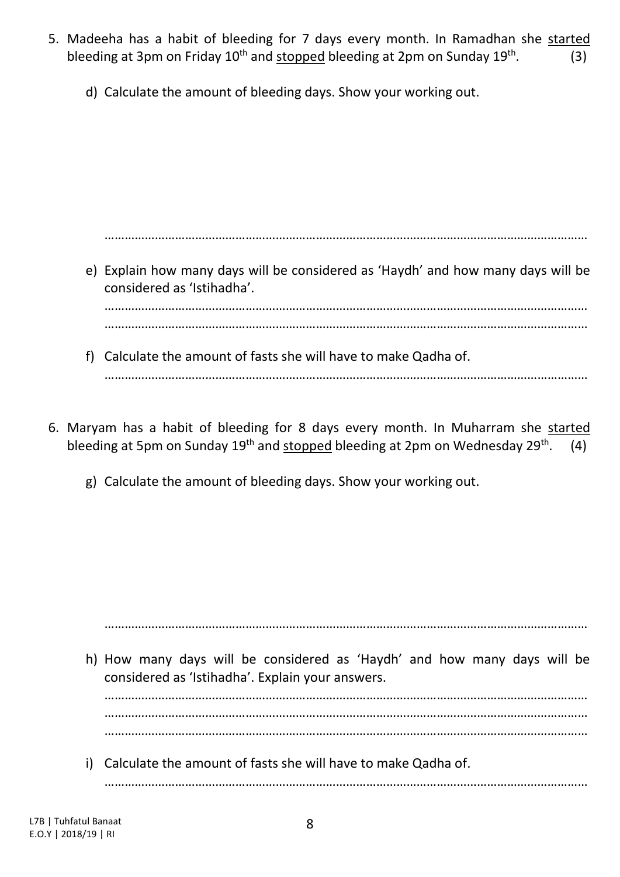5. Madeeha has a habit of bleeding for 7 days every month. In Ramadhan she <u>started</u> bleeding at 3pm on Friday 10th and <u>stopped</u> bleeding at 2pm on Sunday 19th. (3)

   d) Calculate the amount of bleeding days. Show your working out.

   ……………………………………………………………………………………………………………………

   e) Explain how many days will be considered as 'Haydh' and how many days will be considered as 'Istihadha'.

   ……………………………………………………………………………………………………………………
   ……………………………………………………………………………………………………………………

   f) Calculate the amount of fasts she will have to make Qadha of.

   ……………………………………………………………………………………………………………………

6. Maryam has a habit of bleeding for 8 days every month. In Muharram she <u>started</u> bleeding at 5pm on Sunday 19th and <u>stopped</u> bleeding at 2pm on Wednesday 29th. (4)

   g) Calculate the amount of bleeding days. Show your working out.

   ……………………………………………………………………………………………………………………

   h) How many days will be considered as 'Haydh' and how many days will be considered as 'Istihadha'. Explain your answers.

   ……………………………………………………………………………………………………………………
   ……………………………………………………………………………………………………………………
   ……………………………………………………………………………………………………………………

   i) Calculate the amount of fasts she will have to make Qadha of.

   ……………………………………………………………………………………………………………………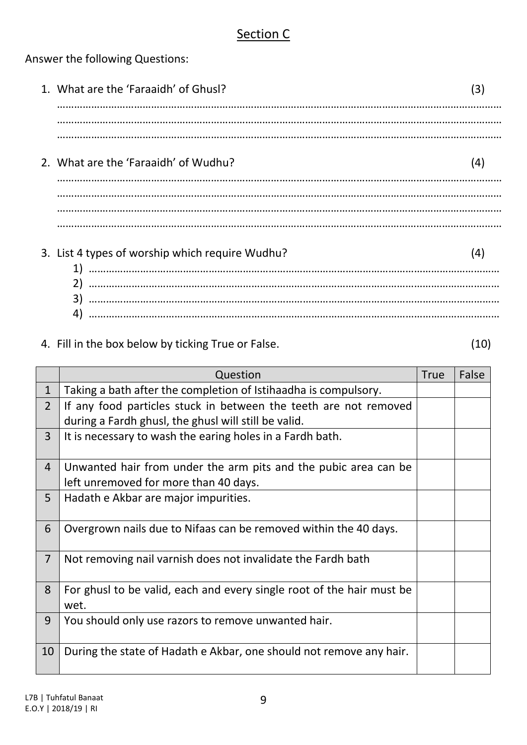## Section C

Answer the following Questions:

1. What are the 'Faraaidh' of Ghusl? (3)

   ………………………………………………………………………………………………………………………………………
   ………………………………………………………………………………………………………………………………………
   ………………………………………………………………………………………………………………………………………

2. What are the 'Faraaidh' of Wudhu? (4)

   ………………………………………………………………………………………………………………………………………
   ………………………………………………………………………………………………………………………………………
   ………………………………………………………………………………………………………………………………………
   ………………………………………………………………………………………………………………………………………

3. List 4 types of worship which require Wudhu? (4)

   1) ……………………………………………………………………………………………………………………………
   2) ……………………………………………………………………………………………………………………………
   3) ……………………………………………………………………………………………………………………………
   4) ……………………………………………………………………………………………………………………………

4. Fill in the box below by ticking True or False. (10)

| | Question | True | False |
|---|---|---|---|
| 1 | Taking a bath after the completion of Istihaadha is compulsory. | | |
| 2 | If any food particles stuck in between the teeth are not removed during a Fardh ghusl, the ghusl will still be valid. | | |
| 3 | It is necessary to wash the earing holes in a Fardh bath. | | |
| 4 | Unwanted hair from under the arm pits and the pubic area can be left unremoved for more than 40 days. | | |
| 5 | Hadath e Akbar are major impurities. | | |
| 6 | Overgrown nails due to Nifaas can be removed within the 40 days. | | |
| 7 | Not removing nail varnish does not invalidate the Fardh bath | | |
| 8 | For ghusl to be valid, each and every single root of the hair must be wet. | | |
| 9 | You should only use razors to remove unwanted hair. | | |
| 10 | During the state of Hadath e Akbar, one should not remove any hair. | | |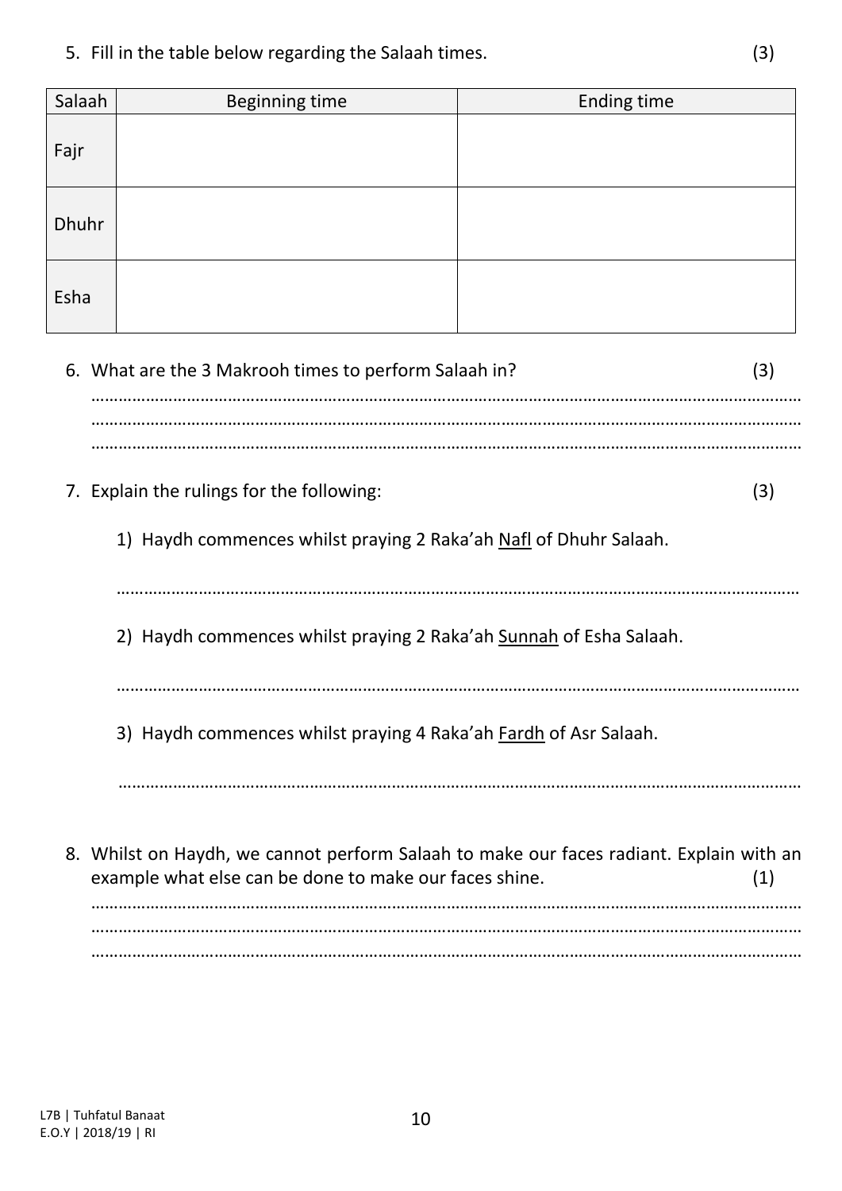5. Fill in the table below regarding the Salaah times. (3)

| Salaah | Beginning time | Ending time |
|---|---|---|
| Fajr | | |
| Dhuhr | | |
| Esha | | |

6. What are the 3 Makrooh times to perform Salaah in? (3)

………………………………………………………………………………………………………………………………
………………………………………………………………………………………………………………………………
………………………………………………………………………………………………………………………………

7. Explain the rulings for the following: (3)

   1) Haydh commences whilst praying 2 Raka'ah <u>Nafl</u> of Dhuhr Salaah.

   ………………………………………………………………………………………………………………………

   2) Haydh commences whilst praying 2 Raka'ah <u>Sunnah</u> of Esha Salaah.

   ………………………………………………………………………………………………………………………

   3) Haydh commences whilst praying 4 Raka'ah <u>Fardh</u> of Asr Salaah.

   ………………………………………………………………………………………………………………………

8. Whilst on Haydh, we cannot perform Salaah to make our faces radiant. Explain with an example what else can be done to make our faces shine. (1)

………………………………………………………………………………………………………………………………
………………………………………………………………………………………………………………………………
………………………………………………………………………………………………………………………………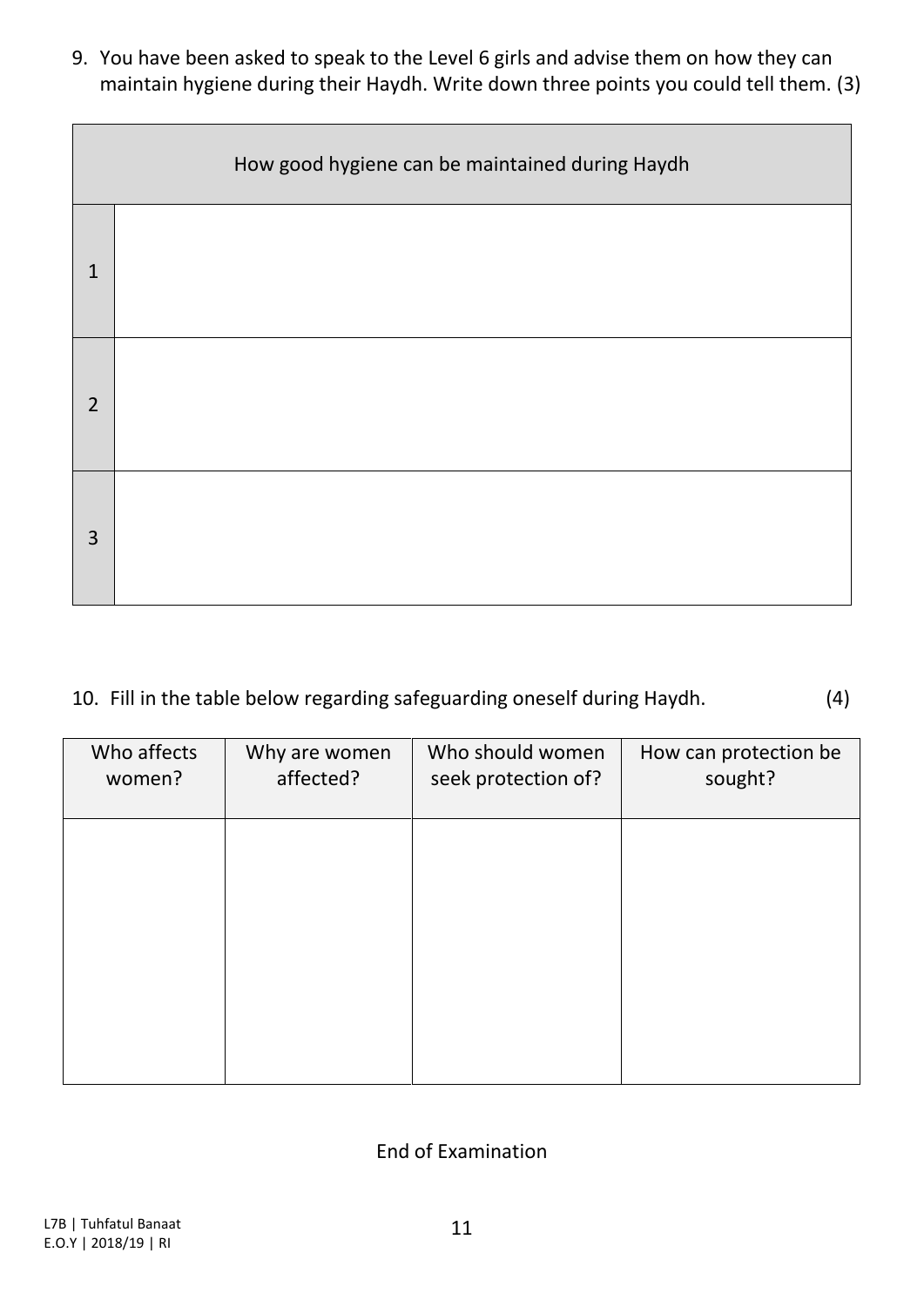9. You have been asked to speak to the Level 6 girls and advise them on how they can maintain hygiene during their Haydh. Write down three points you could tell them. (3)

| How good hygiene can be maintained during Haydh | |
|---|---|
| 1 | |
| 2 | |
| 3 | |

10. Fill in the table below regarding safeguarding oneself during Haydh. (4)

| Who affects women? | Why are women affected? | Who should women seek protection of? | How can protection be sought? |
|---|---|---|---|
| | | | |

End of Examination